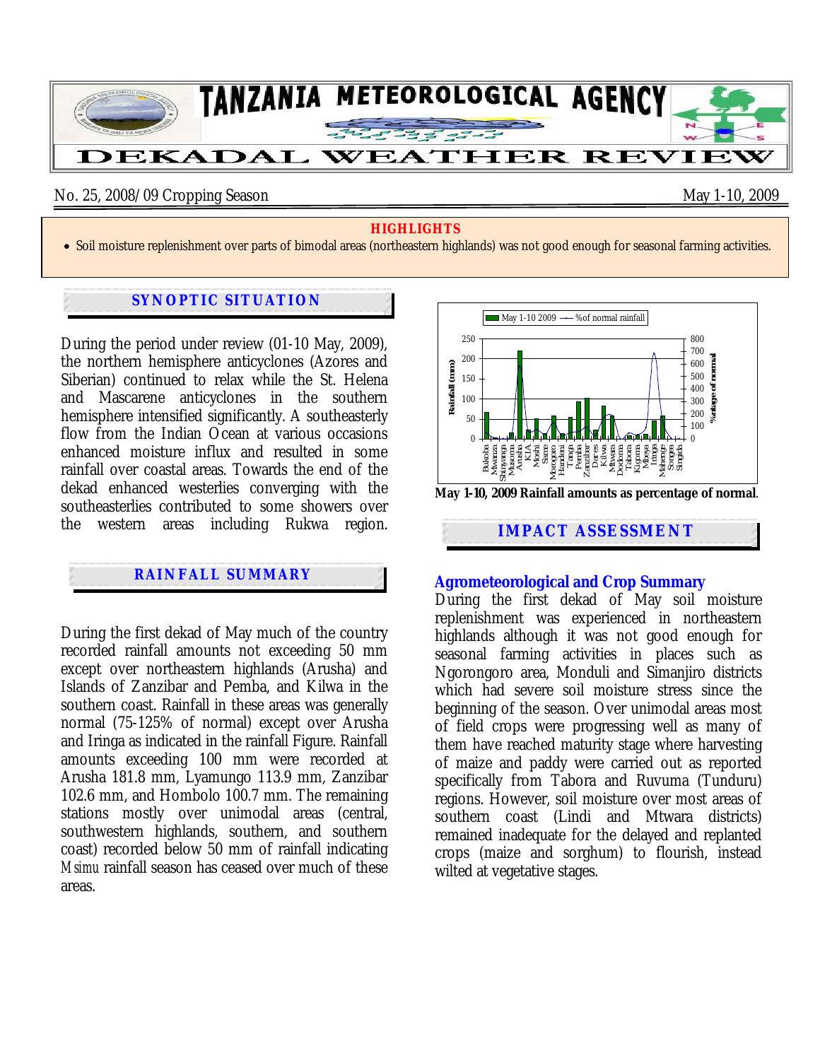# TANZANIA METEOROLOGICAL AGENCY

## DEKADAL WEATHER REVIEW

No. 25, 2008/09 Cropping Season May 1-10, 2009

**HIGHLIGHTS**

- Soil moisture replenishment over parts of bimodal areas (northeastern highlands) was not good enough for seasonal farming activities.

## SYNOPTIC SITUATION

During the period under review (01-10 May, 2009), the northern hemisphere anticyclones (Azores and Siberian) continued to relax while the St. Helena and Mascarene anticyclones in the southern hemisphere intensified significantly. A southeasterly flow from the Indian Ocean at various occasions enhanced moisture influx and resulted in some rainfall over coastal areas. Towards the end of the dekad enhanced westerlies converging with the southeasterlies contributed to some showers over the western areas including Rukwa region.

## RAINFALL SUMMARY

During the first dekad of May much of the country recorded rainfall amounts not exceeding 50 mm except over northeastern highlands (Arusha) and Islands of Zanzibar and Pemba, and Kilwa in the southern coast. Rainfall in these areas was generally normal (75-125% of normal) except over Arusha and Iringa as indicated in the rainfall Figure. Rainfall amounts exceeding 100 mm were recorded at Arusha 181.8 mm, Lyamungo 113.9 mm, Zanzibar 102.6 mm, and Hombolo 100.7 mm. The remaining stations mostly over unimodal areas (central, southwestern highlands, southern, and southern coast) recorded below 50 mm of rainfall indicating *Msimu* rainfall season has ceased over much of these areas.

**May 1-10, 2009 Rainfall amounts as percentage of normal**.

## IMPACT ASSESSMENT

### Agrometeorological and Crop Summary

During the first dekad of May soil moisture replenishment was experienced in northeastern highlands although it was not good enough for seasonal farming activities in places such as Ngorongoro area, Monduli and Simanjiro districts which had severe soil moisture stress since the beginning of the season. Over unimodal areas most of field crops were progressing well as many of them have reached maturity stage where harvesting of maize and paddy were carried out as reported specifically from Tabora and Ruvuma (Tunduru) regions. However, soil moisture over most areas of southern coast (Lindi and Mtwara districts) remained inadequate for the delayed and replanted crops (maize and sorghum) to flourish, instead wilted at vegetative stages.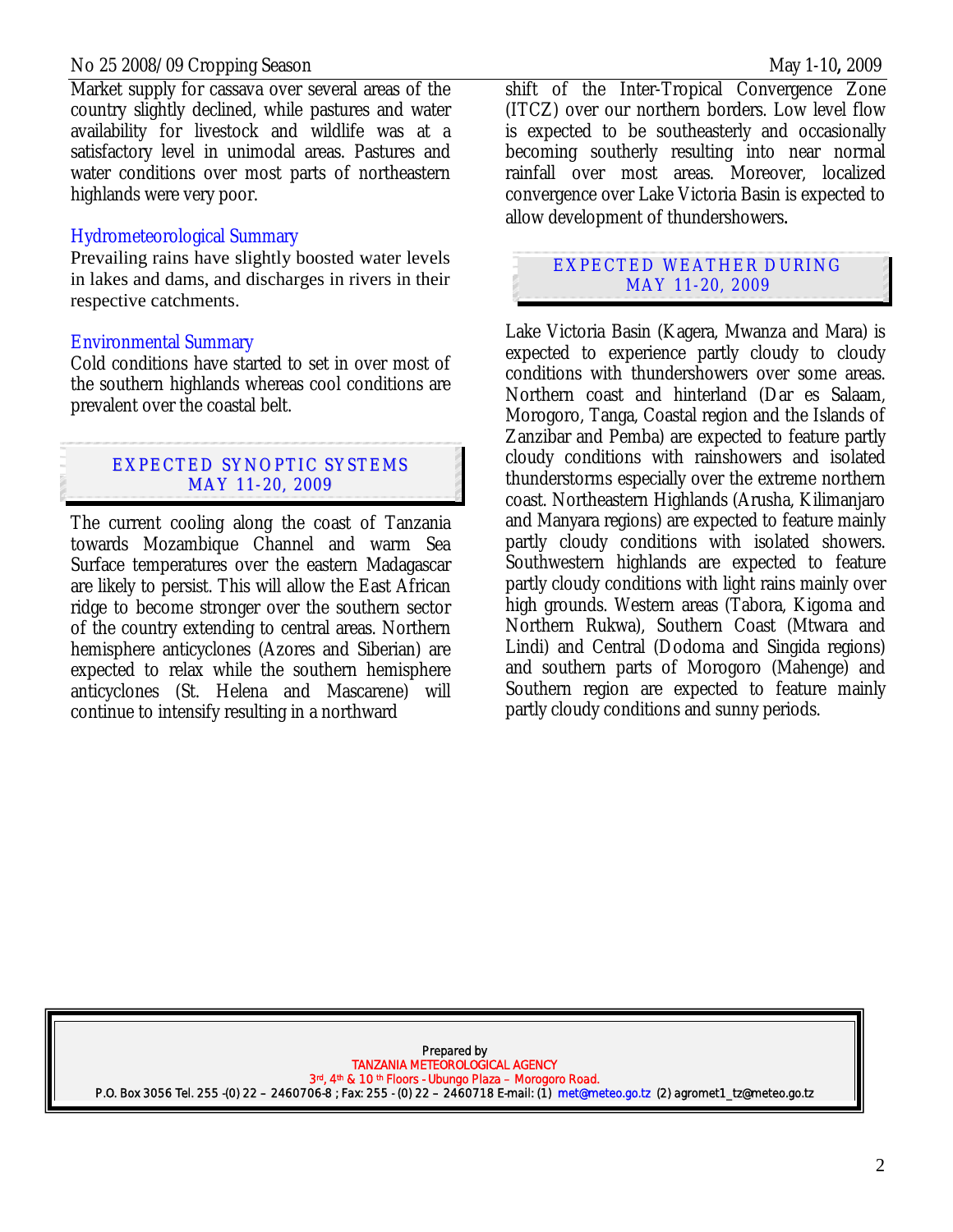Market supply for cassava over several areas of the country slightly declined, while pastures and water availability for livestock and wildlife was at a satisfactory level in unimodal areas. Pastures and water conditions over most parts of northeastern highlands were very poor.

### Hydrometeorological Summary

Prevailing rains have slightly boosted water levels in lakes and dams, and discharges in rivers in their respective catchments.

### Environmental Summary

Cold conditions have started to set in over most of the southern highlands whereas cool conditions are prevalent over the coastal belt.

## EXPECTED SYNOPTIC SYSTEMS MAY 11-20, 2009

The current cooling along the coast of Tanzania towards Mozambique Channel and warm Sea Surface temperatures over the eastern Madagascar are likely to persist. This will allow the East African ridge to become stronger over the southern sector of the country extending to central areas. Northern hemisphere anticyclones (Azores and Siberian) are expected to relax while the southern hemisphere anticyclones (St. Helena and Mascarene) will continue to intensify resulting in a northward shift of the Inter-Tropical Convergence Zone (ITCZ) over our northern borders. Low level flow is expected to be southeasterly and occasionally becoming southerly resulting into near normal rainfall over most areas. Moreover, localized convergence over Lake Victoria Basin is expected to allow development of thundershowers.

## EXPECTED WEATHER DURING MAY 11-20, 2009

Lake Victoria Basin (Kagera, Mwanza and Mara) is expected to experience partly cloudy to cloudy conditions with thundershowers over some areas. Northern coast and hinterland (Dar es Salaam, Morogoro, Tanga, Coastal region and the Islands of Zanzibar and Pemba) are expected to feature partly cloudy conditions with rainshowers and isolated thunderstorms especially over the extreme northern coast. Northeastern Highlands (Arusha, Kilimanjaro and Manyara regions) are expected to feature mainly partly cloudy conditions with isolated showers. Southwestern highlands are expected to feature partly cloudy conditions with light rains mainly over high grounds. Western areas (Tabora, Kigoma and Northern Rukwa), Southern Coast (Mtwara and Lindi) and Central (Dodoma and Singida regions) and southern parts of Morogoro (Mahenge) and Southern region are expected to feature mainly partly cloudy conditions and sunny periods.

Prepared by
TANZANIA METEOROLOGICAL AGENCY
3rd, 4th & 10 th Floors - Ubungo Plaza – Morogoro Road.
P.O. Box 3056 Tel. 255 -(0) 22 – 2460706-8 ; Fax: 255 - (0) 22 – 2460718 E-mail: (1) met@meteo.go.tz (2) agromet1_tz@meteo.go.tz